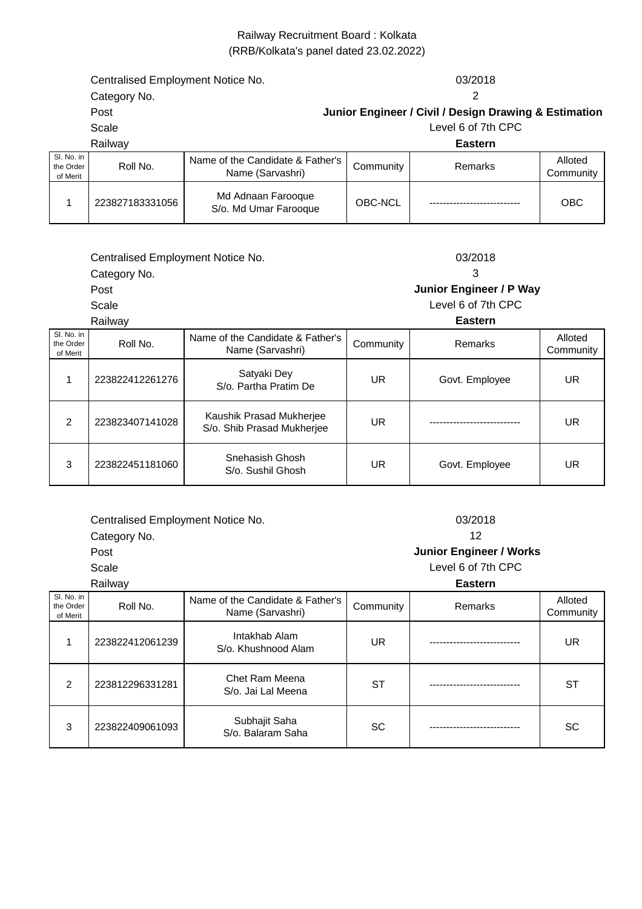# Railway Recruitment Board : Kolkata

(RRB/Kolkata's panel dated 23.02.2022)

| | |
|---|---|
| Centralised Employment Notice No. | 03/2018 |
| Category No. | 2 |
| Post | **Junior Engineer / Civil / Design Drawing & Estimation** |
| Scale | Level 6 of 7th CPC |
| Railway | **Eastern** |

| Sl. No. in the Order of Merit | Roll No. | Name of the Candidate & Father's Name (Sarvashri) | Community | Remarks | Alloted Community |
|---|---|---|---|---|---|
| 1 | 223827183331056 | Md Adnaan Farooque<br>S/o. Md Umar Farooque | OBC-NCL | --------------------------- | OBC |

| | |
|---|---|
| Centralised Employment Notice No. | 03/2018 |
| Category No. | 3 |
| Post | **Junior Engineer / P Way** |
| Scale | Level 6 of 7th CPC |
| Railway | **Eastern** |

| Sl. No. in the Order of Merit | Roll No. | Name of the Candidate & Father's Name (Sarvashri) | Community | Remarks | Alloted Community |
|---|---|---|---|---|---|
| 1 | 223822412261276 | Satyaki Dey<br>S/o. Partha Pratim De | UR | Govt. Employee | UR |
| 2 | 223823407141028 | Kaushik Prasad Mukherjee<br>S/o. Shib Prasad Mukherjee | UR | --------------------------- | UR |
| 3 | 223822451181060 | Snehasish Ghosh<br>S/o. Sushil Ghosh | UR | Govt. Employee | UR |

| | |
|---|---|
| Centralised Employment Notice No. | 03/2018 |
| Category No. | 12 |
| Post | **Junior Engineer / Works** |
| Scale | Level 6 of 7th CPC |
| Railway | **Eastern** |

| Sl. No. in the Order of Merit | Roll No. | Name of the Candidate & Father's Name (Sarvashri) | Community | Remarks | Alloted Community |
|---|---|---|---|---|---|
| 1 | 223822412061239 | Intakhab Alam<br>S/o. Khushnood Alam | UR | --------------------------- | UR |
| 2 | 223812296331281 | Chet Ram Meena<br>S/o. Jai Lal Meena | ST | --------------------------- | ST |
| 3 | 223822409061093 | Subhajit Saha<br>S/o. Balaram Saha | SC | --------------------------- | SC |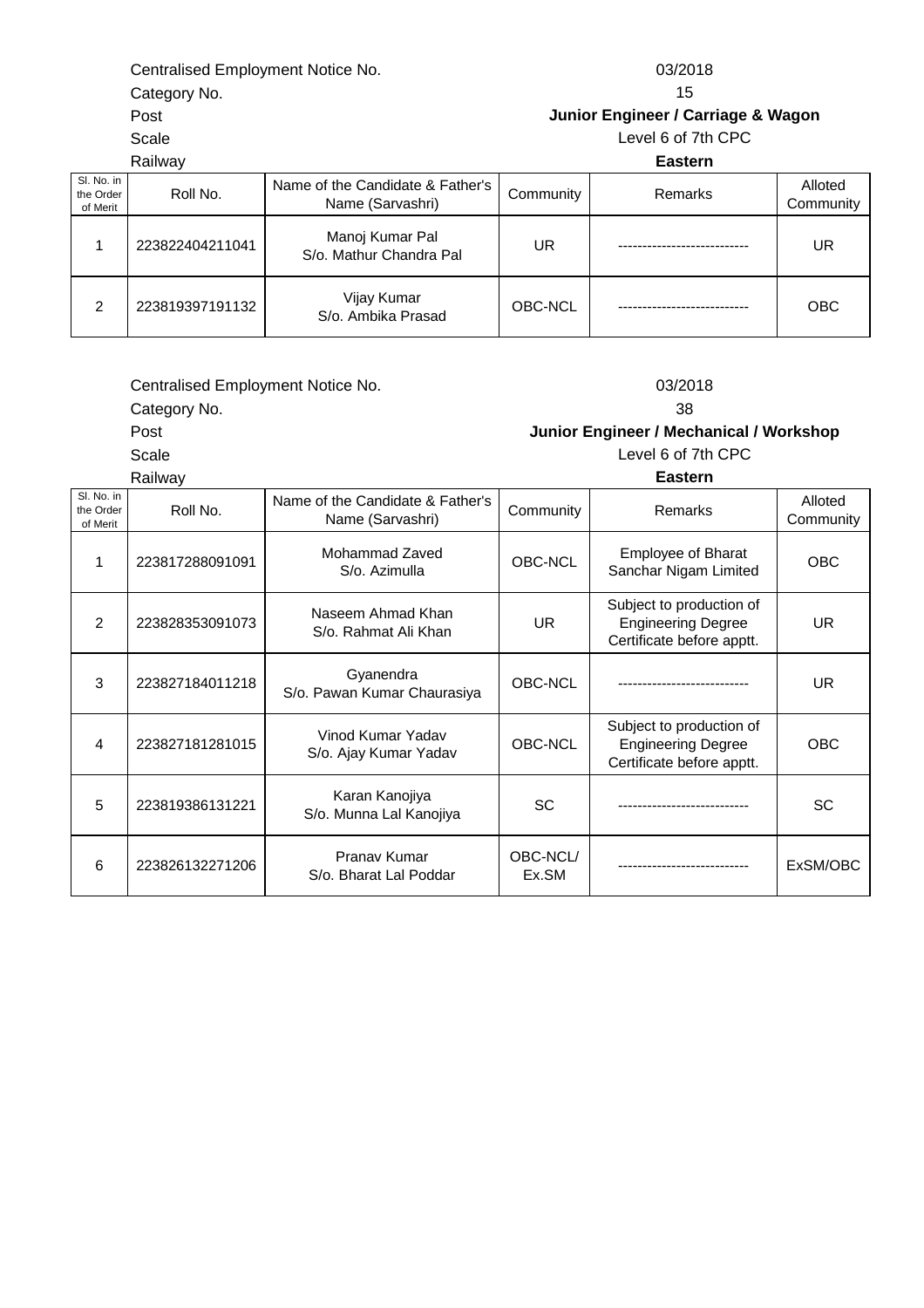| | |
|---|---|
| Centralised Employment Notice No. | 03/2018 |
| Category No. | 15 |
| Post | **Junior Engineer / Carriage & Wagon** |
| Scale | Level 6 of 7th CPC |
| Railway | **Eastern** |

| Sl. No. in the Order of Merit | Roll No. | Name of the Candidate & Father's Name (Sarvashri) | Community | Remarks | Alloted Community |
|---|---|---|---|---|---|
| 1 | 223822404211041 | Manoj Kumar Pal S/o. Mathur Chandra Pal | UR | --------------------------- | UR |
| 2 | 223819397191132 | Vijay Kumar S/o. Ambika Prasad | OBC-NCL | --------------------------- | OBC |

| | |
|---|---|
| Centralised Employment Notice No. | 03/2018 |
| Category No. | 38 |
| Post | **Junior Engineer / Mechanical / Workshop** |
| Scale | Level 6 of 7th CPC |
| Railway | **Eastern** |

| Sl. No. in the Order of Merit | Roll No. | Name of the Candidate & Father's Name (Sarvashri) | Community | Remarks | Alloted Community |
|---|---|---|---|---|---|
| 1 | 223817288091091 | Mohammad Zaved S/o. Azimulla | OBC-NCL | Employee of Bharat Sanchar Nigam Limited | OBC |
| 2 | 223828353091073 | Naseem Ahmad Khan S/o. Rahmat Ali Khan | UR | Subject to production of Engineering Degree Certificate before apptt. | UR |
| 3 | 223827184011218 | Gyanendra S/o. Pawan Kumar Chaurasiya | OBC-NCL | --------------------------- | UR |
| 4 | 223827181281015 | Vinod Kumar Yadav S/o. Ajay Kumar Yadav | OBC-NCL | Subject to production of Engineering Degree Certificate before apptt. | OBC |
| 5 | 223819386131221 | Karan Kanojiya S/o. Munna Lal Kanojiya | SC | --------------------------- | SC |
| 6 | 223826132271206 | Pranav Kumar S/o. Bharat Lal Poddar | OBC-NCL/ Ex.SM | --------------------------- | ExSM/OBC |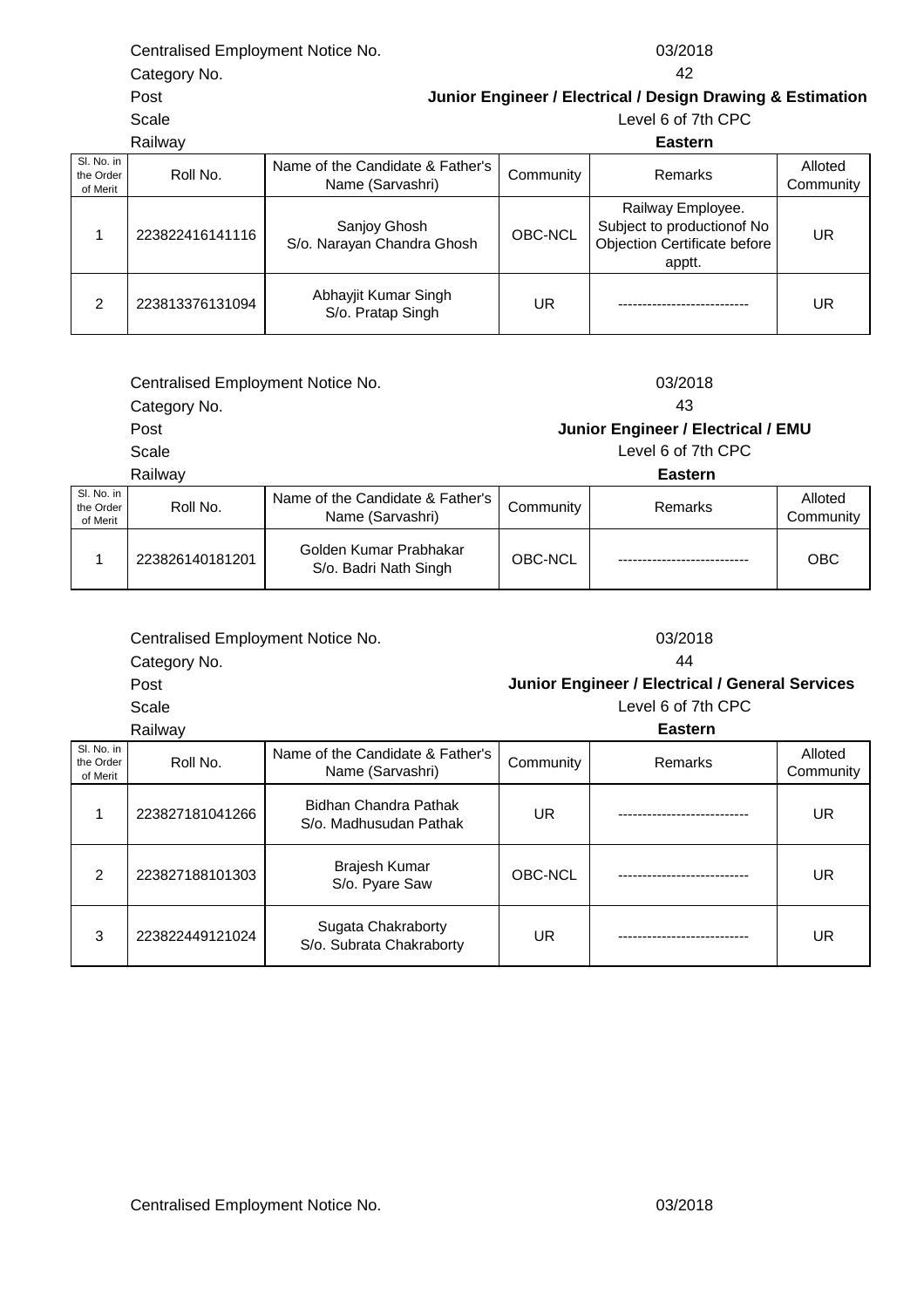Centralised Employment Notice No. 03/2018
Category No. 42
Post **Junior Engineer / Electrical / Design Drawing & Estimation**
Scale Level 6 of 7th CPC
Railway **Eastern**

| Sl. No. in the Order of Merit | Roll No. | Name of the Candidate & Father's Name (Sarvashri) | Community | Remarks | Alloted Community |
|---|---|---|---|---|---|
| 1 | 223822416141116 | Sanjoy Ghosh S/o. Narayan Chandra Ghosh | OBC-NCL | Railway Employee. Subject to productionof No Objection Certificate before apptt. | UR |
| 2 | 223813376131094 | Abhayjit Kumar Singh S/o. Pratap Singh | UR | --------------------------- | UR |

Centralised Employment Notice No. 03/2018
Category No. 43
Post **Junior Engineer / Electrical / EMU**
Scale Level 6 of 7th CPC
Railway **Eastern**

| Sl. No. in the Order of Merit | Roll No. | Name of the Candidate & Father's Name (Sarvashri) | Community | Remarks | Alloted Community |
|---|---|---|---|---|---|
| 1 | 223826140181201 | Golden Kumar Prabhakar S/o. Badri Nath Singh | OBC-NCL | --------------------------- | OBC |

Centralised Employment Notice No. 03/2018
Category No. 44
Post **Junior Engineer / Electrical / General Services**
Scale Level 6 of 7th CPC
Railway **Eastern**

| Sl. No. in the Order of Merit | Roll No. | Name of the Candidate & Father's Name (Sarvashri) | Community | Remarks | Alloted Community |
|---|---|---|---|---|---|
| 1 | 223827181041266 | Bidhan Chandra Pathak S/o. Madhusudan Pathak | UR | --------------------------- | UR |
| 2 | 223827188101303 | Brajesh Kumar S/o. Pyare Saw | OBC-NCL | --------------------------- | UR |
| 3 | 223822449121024 | Sugata Chakraborty S/o. Subrata Chakraborty | UR | --------------------------- | UR |

Centralised Employment Notice No. 03/2018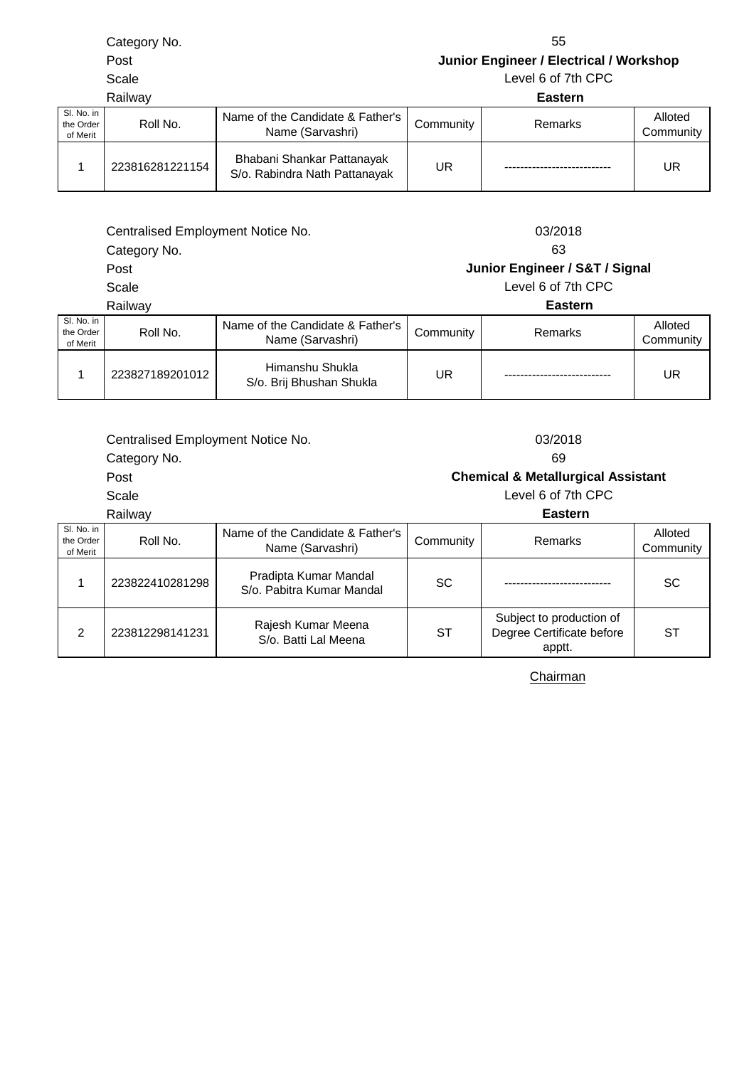Category No. 55

Post **Junior Engineer / Electrical / Workshop**

Scale Level 6 of 7th CPC

Railway **Eastern**

| Sl. No. in the Order of Merit | Roll No. | Name of the Candidate & Father's Name (Sarvashri) | Community | Remarks | Alloted Community |
|---|---|---|---|---|---|
| 1 | 223816281221154 | Bhabani Shankar Pattanayak S/o. Rabindra Nath Pattanayak | UR | --------------------------- | UR |

Centralised Employment Notice No. 03/2018

Category No. 63

Post **Junior Engineer / S&T / Signal**

Scale Level 6 of 7th CPC

Railway **Eastern**

| Sl. No. in the Order of Merit | Roll No. | Name of the Candidate & Father's Name (Sarvashri) | Community | Remarks | Alloted Community |
|---|---|---|---|---|---|
| 1 | 223827189201012 | Himanshu Shukla S/o. Brij Bhushan Shukla | UR | --------------------------- | UR |

Centralised Employment Notice No. 03/2018

Category No. 69

Post **Chemical & Metallurgical Assistant**

Scale Level 6 of 7th CPC

Railway **Eastern**

| Sl. No. in the Order of Merit | Roll No. | Name of the Candidate & Father's Name (Sarvashri) | Community | Remarks | Alloted Community |
|---|---|---|---|---|---|
| 1 | 223822410281298 | Pradipta Kumar Mandal S/o. Pabitra Kumar Mandal | SC | --------------------------- | SC |
| 2 | 223812298141231 | Rajesh Kumar Meena S/o. Batti Lal Meena | ST | Subject to production of Degree Certificate before apptt. | ST |

Chairman